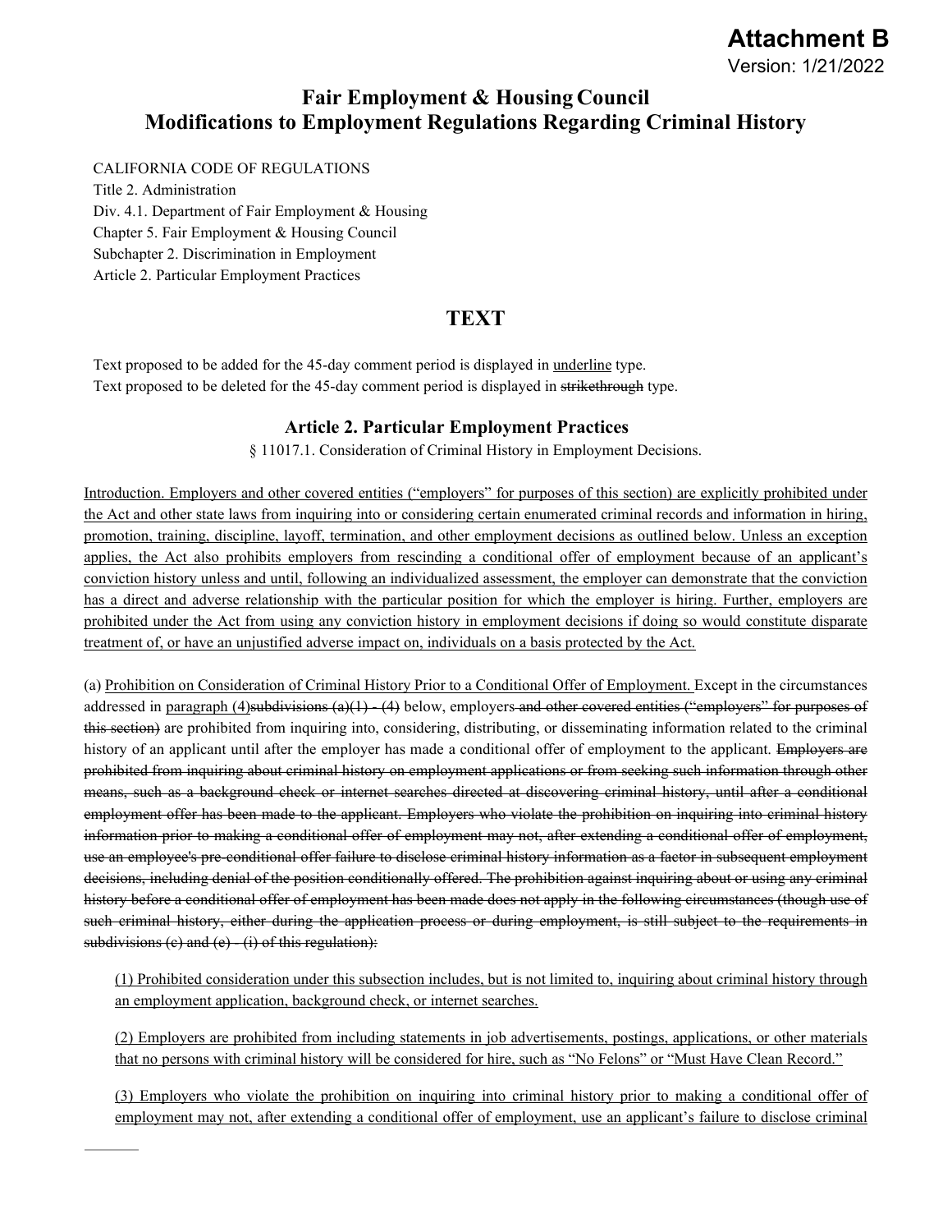# Attachment B

Version: 1/21/2022

## Fair Employment & Housing Council
## Modifications to Employment Regulations Regarding Criminal History

CALIFORNIA CODE OF REGULATIONS
Title 2. Administration
Div. 4.1. Department of Fair Employment & Housing
Chapter 5. Fair Employment & Housing Council
Subchapter 2. Discrimination in Employment
Article 2. Particular Employment Practices

## TEXT

Text proposed to be added for the 45-day comment period is displayed in <u>underline</u> type.
Text proposed to be deleted for the 45-day comment period is displayed in ~~strikethrough~~ type.

### Article 2. Particular Employment Practices

§ 11017.1. Consideration of Criminal History in Employment Decisions.

<u>Introduction. Employers and other covered entities ("employers" for purposes of this section) are explicitly prohibited under the Act and other state laws from inquiring into or considering certain enumerated criminal records and information in hiring, promotion, training, discipline, layoff, termination, and other employment decisions as outlined below. Unless an exception applies, the Act also prohibits employers from rescinding a conditional offer of employment because of an applicant's conviction history unless and until, following an individualized assessment, the employer can demonstrate that the conviction has a direct and adverse relationship with the particular position for which the employer is hiring. Further, employers are prohibited under the Act from using any conviction history in employment decisions if doing so would constitute disparate treatment of, or have an unjustified adverse impact on, individuals on a basis protected by the Act.</u>

(a) <u>Prohibition on Consideration of Criminal History Prior to a Conditional Offer of Employment.</u> Except in the circumstances addressed in <u>paragraph (4)</u>~~subdivisions (a)(1) - (4)~~ below, employers ~~and other covered entities ("employers" for purposes of this section)~~ are prohibited from inquiring into, considering, distributing, or disseminating information related to the criminal history of an applicant until after the employer has made a conditional offer of employment to the applicant. ~~Employers are prohibited from inquiring about criminal history on employment applications or from seeking such information through other means, such as a background check or internet searches directed at discovering criminal history, until after a conditional employment offer has been made to the applicant. Employers who violate the prohibition on inquiring into criminal history information prior to making a conditional offer of employment may not, after extending a conditional offer of employment, use an employee's pre-conditional offer failure to disclose criminal history information as a factor in subsequent employment decisions, including denial of the position conditionally offered. The prohibition against inquiring about or using any criminal history before a conditional offer of employment has been made does not apply in the following circumstances (though use of such criminal history, either during the application process or during employment, is still subject to the requirements in subdivisions (c) and (e) - (i) of this regulation):~~

<u>(1) Prohibited consideration under this subsection includes, but is not limited to, inquiring about criminal history through an employment application, background check, or internet searches.</u>

<u>(2) Employers are prohibited from including statements in job advertisements, postings, applications, or other materials that no persons with criminal history will be considered for hire, such as "No Felons" or "Must Have Clean Record."</u>

<u>(3) Employers who violate the prohibition on inquiring into criminal history prior to making a conditional offer of employment may not, after extending a conditional offer of employment, use an applicant's failure to disclose criminal</u>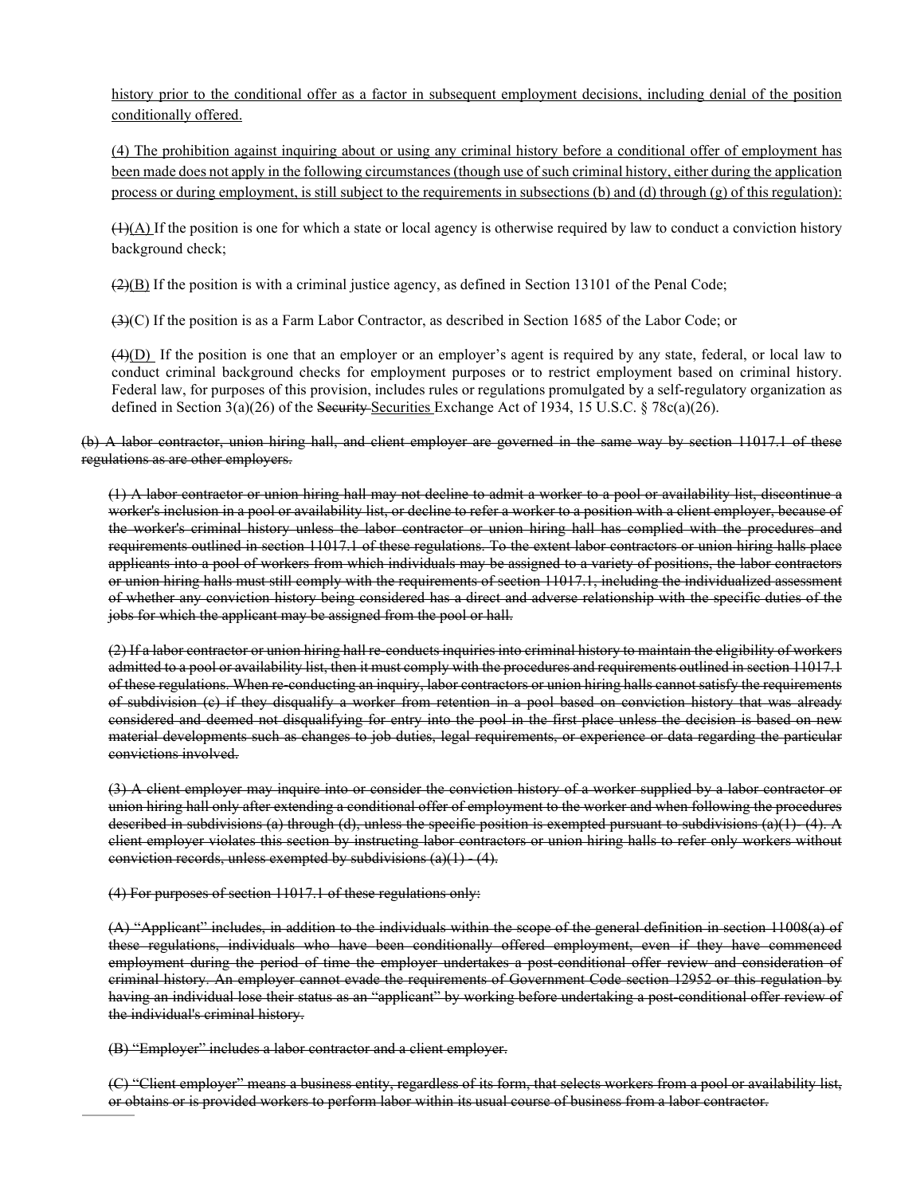<u>history prior to the conditional offer as a factor in subsequent employment decisions, including denial of the position conditionally offered.</u>

<u>(4) The prohibition against inquiring about or using any criminal history before a conditional offer of employment has been made does not apply in the following circumstances (though use of such criminal history, either during the application process or during employment, is still subject to the requirements in subsections (b) and (d) through (g) of this regulation):</u>

~~(1)~~<u>(A)</u> If the position is one for which a state or local agency is otherwise required by law to conduct a conviction history background check;

~~(2)~~<u>(B)</u> If the position is with a criminal justice agency, as defined in Section 13101 of the Penal Code;

~~(3)~~(C) If the position is as a Farm Labor Contractor, as described in Section 1685 of the Labor Code; or

~~(4)~~<u>(D)</u> If the position is one that an employer or an employer's agent is required by any state, federal, or local law to conduct criminal background checks for employment purposes or to restrict employment based on criminal history. Federal law, for purposes of this provision, includes rules or regulations promulgated by a self-regulatory organization as defined in Section 3(a)(26) of the ~~Security~~ <u>Securities</u> Exchange Act of 1934, 15 U.S.C. § 78c(a)(26).

~~(b) A labor contractor, union hiring hall, and client employer are governed in the same way by section 11017.1 of these regulations as are other employers.~~

~~(1) A labor contractor or union hiring hall may not decline to admit a worker to a pool or availability list, discontinue a worker's inclusion in a pool or availability list, or decline to refer a worker to a position with a client employer, because of the worker's criminal history unless the labor contractor or union hiring hall has complied with the procedures and requirements outlined in section 11017.1 of these regulations. To the extent labor contractors or union hiring halls place applicants into a pool of workers from which individuals may be assigned to a variety of positions, the labor contractors or union hiring halls must still comply with the requirements of section 11017.1, including the individualized assessment of whether any conviction history being considered has a direct and adverse relationship with the specific duties of the jobs for which the applicant may be assigned from the pool or hall.~~

~~(2) If a labor contractor or union hiring hall re-conducts inquiries into criminal history to maintain the eligibility of workers admitted to a pool or availability list, then it must comply with the procedures and requirements outlined in section 11017.1 of these regulations. When re-conducting an inquiry, labor contractors or union hiring halls cannot satisfy the requirements of subdivision (c) if they disqualify a worker from retention in a pool based on conviction history that was already considered and deemed not disqualifying for entry into the pool in the first place unless the decision is based on new material developments such as changes to job duties, legal requirements, or experience or data regarding the particular convictions involved.~~

~~(3) A client employer may inquire into or consider the conviction history of a worker supplied by a labor contractor or union hiring hall only after extending a conditional offer of employment to the worker and when following the procedures described in subdivisions (a) through (d), unless the specific position is exempted pursuant to subdivisions (a)(1)- (4). A client employer violates this section by instructing labor contractors or union hiring halls to refer only workers without conviction records, unless exempted by subdivisions (a)(1) - (4).~~

~~(4) For purposes of section 11017.1 of these regulations only:~~

~~(A) "Applicant" includes, in addition to the individuals within the scope of the general definition in section 11008(a) of these regulations, individuals who have been conditionally offered employment, even if they have commenced employment during the period of time the employer undertakes a post-conditional offer review and consideration of criminal history. An employer cannot evade the requirements of Government Code section 12952 or this regulation by having an individual lose their status as an "applicant" by working before undertaking a post-conditional offer review of the individual's criminal history.~~

~~(B) "Employer" includes a labor contractor and a client employer.~~

~~(C) "Client employer" means a business entity, regardless of its form, that selects workers from a pool or availability list, or obtains or is provided workers to perform labor within its usual course of business from a labor contractor.~~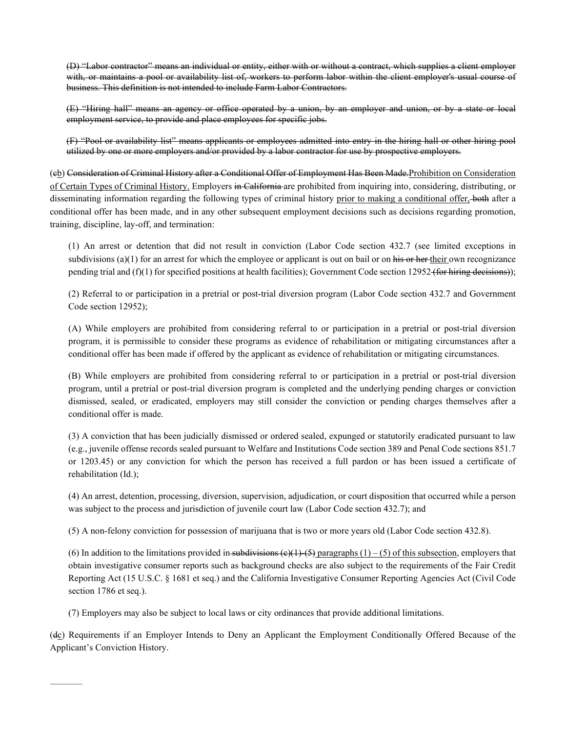~~(D) "Labor contractor" means an individual or entity, either with or without a contract, which supplies a client employer with, or maintains a pool or availability list of, workers to perform labor within the client employer's usual course of business. This definition is not intended to include Farm Labor Contractors.~~

~~(E) "Hiring hall" means an agency or office operated by a union, by an employer and union, or by a state or local employment service, to provide and place employees for specific jobs.~~

~~(F) "Pool or availability list" means applicants or employees admitted into entry in the hiring hall or other hiring pool utilized by one or more employers and/or provided by a labor contractor for use by prospective employers.~~

(~~c~~<u>b</u>) ~~Consideration of Criminal History after a Conditional Offer of Employment Has Been Made.~~<u>Prohibition on Consideration of Certain Types of Criminal History.</u> Employers ~~in California~~ are prohibited from inquiring into, considering, distributing, or disseminating information regarding the following types of criminal history <u>prior to making a conditional offer,</u> ~~both~~ after a conditional offer has been made, and in any other subsequent employment decisions such as decisions regarding promotion, training, discipline, lay-off, and termination:

(1) An arrest or detention that did not result in conviction (Labor Code section 432.7 (see limited exceptions in subdivisions (a)(1) for an arrest for which the employee or applicant is out on bail or on ~~his or her~~ <u>their</u> own recognizance pending trial and (f)(1) for specified positions at health facilities); Government Code section 12952 ~~(for hiring decisions)~~);

(2) Referral to or participation in a pretrial or post-trial diversion program (Labor Code section 432.7 and Government Code section 12952);

(A) While employers are prohibited from considering referral to or participation in a pretrial or post-trial diversion program, it is permissible to consider these programs as evidence of rehabilitation or mitigating circumstances after a conditional offer has been made if offered by the applicant as evidence of rehabilitation or mitigating circumstances.

(B) While employers are prohibited from considering referral to or participation in a pretrial or post-trial diversion program, until a pretrial or post-trial diversion program is completed and the underlying pending charges or conviction dismissed, sealed, or eradicated, employers may still consider the conviction or pending charges themselves after a conditional offer is made.

(3) A conviction that has been judicially dismissed or ordered sealed, expunged or statutorily eradicated pursuant to law (e.g., juvenile offense records sealed pursuant to Welfare and Institutions Code section 389 and Penal Code sections 851.7 or 1203.45) or any conviction for which the person has received a full pardon or has been issued a certificate of rehabilitation (Id.);

(4) An arrest, detention, processing, diversion, supervision, adjudication, or court disposition that occurred while a person was subject to the process and jurisdiction of juvenile court law (Labor Code section 432.7); and

(5) A non-felony conviction for possession of marijuana that is two or more years old (Labor Code section 432.8).

(6) In addition to the limitations provided in ~~subdivisions (c)(1)-(5)~~ <u>paragraphs (1) – (5) of this subsection</u>, employers that obtain investigative consumer reports such as background checks are also subject to the requirements of the Fair Credit Reporting Act (15 U.S.C. § 1681 et seq.) and the California Investigative Consumer Reporting Agencies Act (Civil Code section 1786 et seq.).

(7) Employers may also be subject to local laws or city ordinances that provide additional limitations.

(~~d~~<u>c</u>) Requirements if an Employer Intends to Deny an Applicant the Employment Conditionally Offered Because of the Applicant's Conviction History.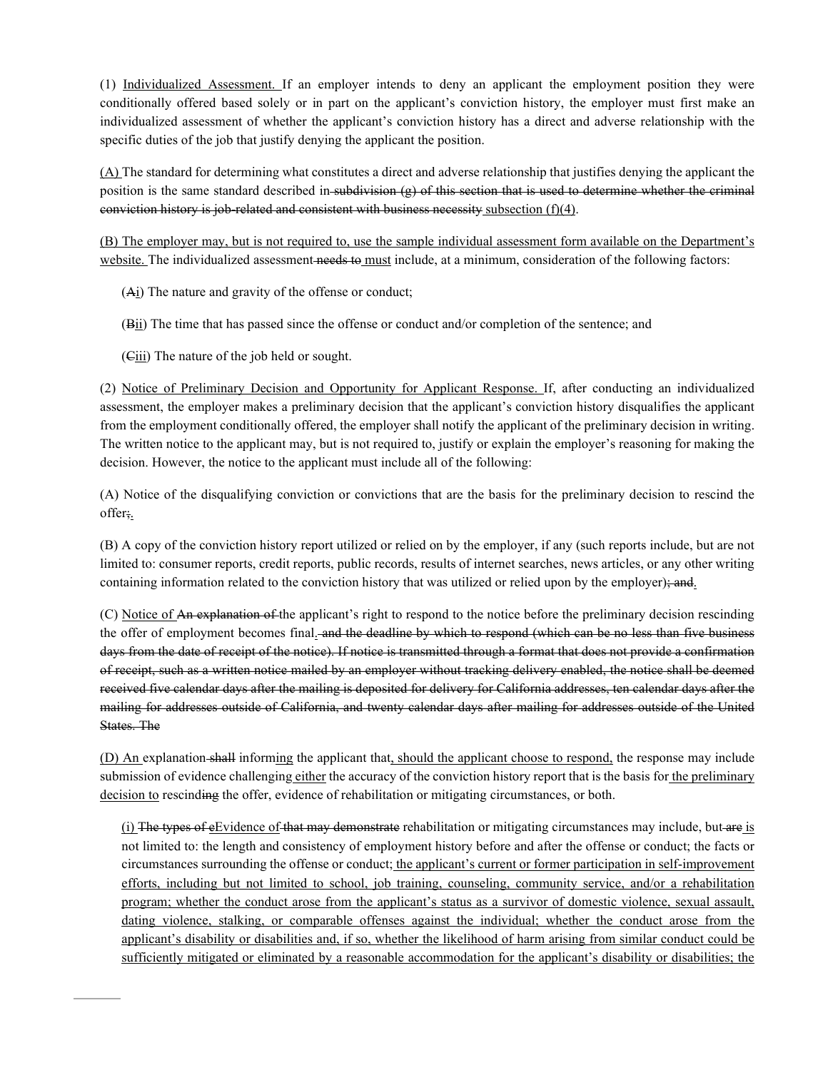(1) <u>Individualized Assessment.</u> If an employer intends to deny an applicant the employment position they were conditionally offered based solely or in part on the applicant's conviction history, the employer must first make an individualized assessment of whether the applicant's conviction history has a direct and adverse relationship with the specific duties of the job that justify denying the applicant the position.

<u>(A)</u> The standard for determining what constitutes a direct and adverse relationship that justifies denying the applicant the position is the same standard described in~~ subdivision (g) of this section that is used to determine whether the criminal conviction history is job-related and consistent with business necessity~~ <u>subsection (f)(4)</u>.

<u>(B) The employer may, but is not required to, use the sample individual assessment form available on the Department's website.</u> The individualized assessment~~ needs to~~ <u>must</u> include, at a minimum, consideration of the following factors:

(~~A~~<u>i</u>) The nature and gravity of the offense or conduct;

(~~B~~<u>ii</u>) The time that has passed since the offense or conduct and/or completion of the sentence; and

(~~C~~<u>iii</u>) The nature of the job held or sought.

(2) <u>Notice of Preliminary Decision and Opportunity for Applicant Response.</u> If, after conducting an individualized assessment, the employer makes a preliminary decision that the applicant's conviction history disqualifies the applicant from the employment conditionally offered, the employer shall notify the applicant of the preliminary decision in writing. The written notice to the applicant may, but is not required to, justify or explain the employer's reasoning for making the decision. However, the notice to the applicant must include all of the following:

(A) Notice of the disqualifying conviction or convictions that are the basis for the preliminary decision to rescind the offer~~;~~<u>.</u>

(B) A copy of the conviction history report utilized or relied on by the employer, if any (such reports include, but are not limited to: consumer reports, credit reports, public records, results of internet searches, news articles, or any other writing containing information related to the conviction history that was utilized or relied upon by the employer)~~; and~~<u>.</u>

(C) <u>Notice of</u> ~~An explanation of~~ the applicant's right to respond to the notice before the preliminary decision rescinding the offer of employment becomes final<u>.</u>~~ and the deadline by which to respond (which can be no less than five business days from the date of receipt of the notice). If notice is transmitted through a format that does not provide a confirmation of receipt, such as a written notice mailed by an employer without tracking delivery enabled, the notice shall be deemed received five calendar days after the mailing is deposited for delivery for California addresses, ten calendar days after the mailing for addresses outside of California, and twenty calendar days after mailing for addresses outside of the United States. The~~

<u>(D) An</u> explanation~~ shall~~ inform<u>ing</u> the applicant that<u>, should the applicant choose to respond,</u> the response may include submission of evidence challenging<u> either</u> the accuracy of the conviction history report that is the basis for<u> the preliminary decision to</u> rescind~~ing~~ the offer, evidence of rehabilitation or mitigating circumstances, or both.

<u>(i)</u> ~~The types of e~~<u>E</u>vidence <u>of</u>~~ that may demonstrate~~ rehabilitation or mitigating circumstances may include, but~~ are~~ <u>is</u> not limited to: the length and consistency of employment history before and after the offense or conduct; the facts or circumstances surrounding the offense or conduct;<u> the applicant's current or former participation in self-improvement efforts, including but not limited to school, job training, counseling, community service, and/or a rehabilitation program; whether the conduct arose from the applicant's status as a survivor of domestic violence, sexual assault, dating violence, stalking, or comparable offenses against the individual; whether the conduct arose from the applicant's disability or disabilities and, if so, whether the likelihood of harm arising from similar conduct could be sufficiently mitigated or eliminated by a reasonable accommodation for the applicant's disability or disabilities; the</u>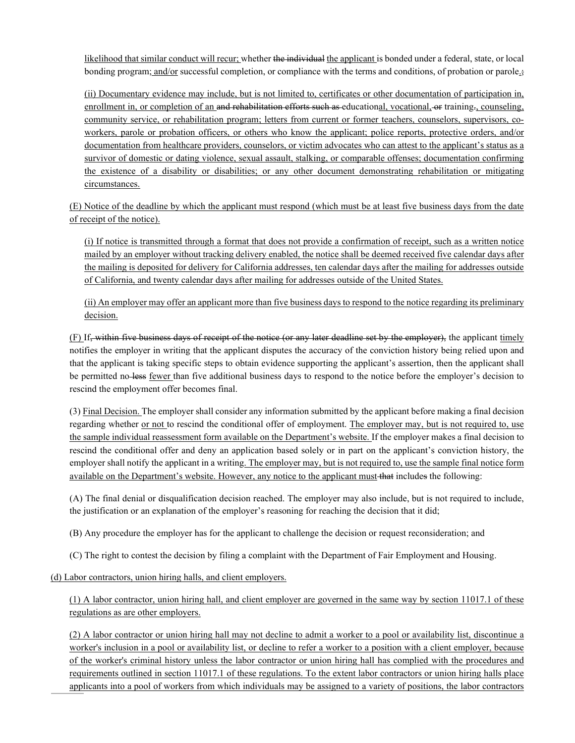likelihood that similar conduct will recur; whether ~~the individual~~ the applicant is bonded under a federal, state, or local bonding program; and/or successful completion, or compliance with the terms and conditions, of probation or parole.~~;~~

(ii) Documentary evidence may include, but is not limited to, certificates or other documentation of participation in, enrollment in, or completion of an ~~and rehabilitation efforts such as~~ educational, vocational, ~~or~~ training~~,~~, counseling, community service, or rehabilitation program; letters from current or former teachers, counselors, supervisors, co-workers, parole or probation officers, or others who know the applicant; police reports, protective orders, and/or documentation from healthcare providers, counselors, or victim advocates who can attest to the applicant's status as a survivor of domestic or dating violence, sexual assault, stalking, or comparable offenses; documentation confirming the existence of a disability or disabilities; or any other document demonstrating rehabilitation or mitigating circumstances.

(E) Notice of the deadline by which the applicant must respond (which must be at least five business days from the date of receipt of the notice).

(i) If notice is transmitted through a format that does not provide a confirmation of receipt, such as a written notice mailed by an employer without tracking delivery enabled, the notice shall be deemed received five calendar days after the mailing is deposited for delivery for California addresses, ten calendar days after the mailing for addresses outside of California, and twenty calendar days after mailing for addresses outside of the United States.

(ii) An employer may offer an applicant more than five business days to respond to the notice regarding its preliminary decision.

(F) If~~, within five business days of receipt of the notice (or any later deadline set by the employer),~~ the applicant timely notifies the employer in writing that the applicant disputes the accuracy of the conviction history being relied upon and that the applicant is taking specific steps to obtain evidence supporting the applicant's assertion, then the applicant shall be permitted no ~~less~~ fewer than five additional business days to respond to the notice before the employer's decision to rescind the employment offer becomes final.

(3) Final Decision. The employer shall consider any information submitted by the applicant before making a final decision regarding whether or not to rescind the conditional offer of employment. The employer may, but is not required to, use the sample individual reassessment form available on the Department's website. If the employer makes a final decision to rescind the conditional offer and deny an application based solely or in part on the applicant's conviction history, the employer shall notify the applicant in a writing. The employer may, but is not required to, use the sample final notice form available on the Department's website. However, any notice to the applicant must ~~that~~ include~~s~~ the following:

(A) The final denial or disqualification decision reached. The employer may also include, but is not required to include, the justification or an explanation of the employer's reasoning for reaching the decision that it did;

(B) Any procedure the employer has for the applicant to challenge the decision or request reconsideration; and

(C) The right to contest the decision by filing a complaint with the Department of Fair Employment and Housing.

(d) Labor contractors, union hiring halls, and client employers.

(1) A labor contractor, union hiring hall, and client employer are governed in the same way by section 11017.1 of these regulations as are other employers.

(2) A labor contractor or union hiring hall may not decline to admit a worker to a pool or availability list, discontinue a worker's inclusion in a pool or availability list, or decline to refer a worker to a position with a client employer, because of the worker's criminal history unless the labor contractor or union hiring hall has complied with the procedures and requirements outlined in section 11017.1 of these regulations. To the extent labor contractors or union hiring halls place applicants into a pool of workers from which individuals may be assigned to a variety of positions, the labor contractors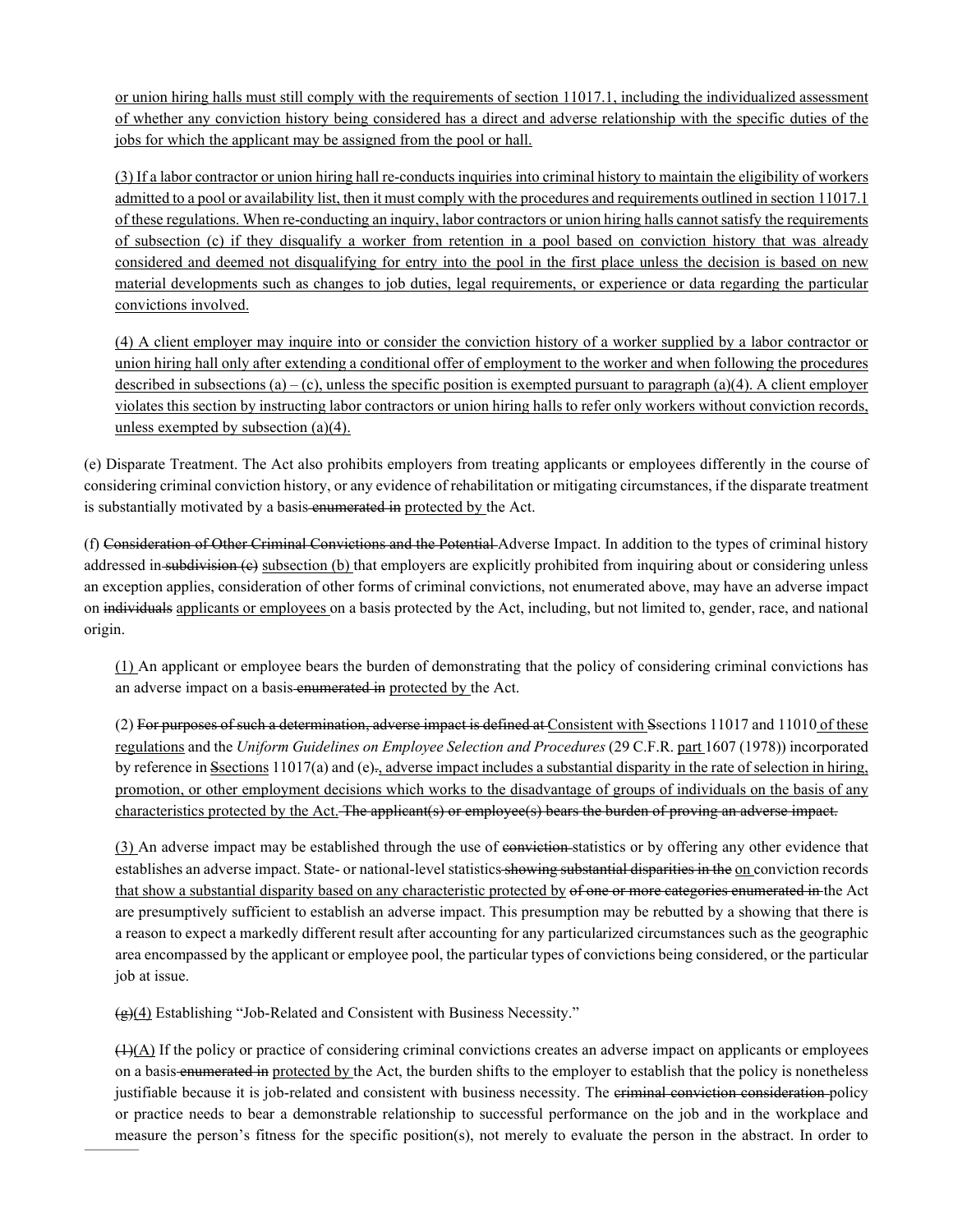<u>or union hiring halls must still comply with the requirements of section 11017.1, including the individualized assessment of whether any conviction history being considered has a direct and adverse relationship with the specific duties of the jobs for which the applicant may be assigned from the pool or hall.</u>

<u>(3) If a labor contractor or union hiring hall re-conducts inquiries into criminal history to maintain the eligibility of workers admitted to a pool or availability list, then it must comply with the procedures and requirements outlined in section 11017.1 of these regulations. When re-conducting an inquiry, labor contractors or union hiring halls cannot satisfy the requirements of subsection (c) if they disqualify a worker from retention in a pool based on conviction history that was already considered and deemed not disqualifying for entry into the pool in the first place unless the decision is based on new material developments such as changes to job duties, legal requirements, or experience or data regarding the particular convictions involved.</u>

<u>(4) A client employer may inquire into or consider the conviction history of a worker supplied by a labor contractor or union hiring hall only after extending a conditional offer of employment to the worker and when following the procedures described in subsections (a) – (c), unless the specific position is exempted pursuant to paragraph (a)(4). A client employer violates this section by instructing labor contractors or union hiring halls to refer only workers without conviction records, unless exempted by subsection (a)(4).</u>

(e) Disparate Treatment. The Act also prohibits employers from treating applicants or employees differently in the course of considering criminal conviction history, or any evidence of rehabilitation or mitigating circumstances, if the disparate treatment is substantially motivated by a basis ~~enumerated in~~ <u>protected by</u> the Act.

(f) ~~Consideration of Other Criminal Convictions and the Potential~~ Adverse Impact. In addition to the types of criminal history addressed in ~~subdivision (c)~~ <u>subsection (b)</u> that employers are explicitly prohibited from inquiring about or considering unless an exception applies, consideration of other forms of criminal convictions, not enumerated above, may have an adverse impact on ~~individuals~~ <u>applicants or employees</u> on a basis protected by the Act, including, but not limited to, gender, race, and national origin.

<u>(1)</u> An applicant or employee bears the burden of demonstrating that the policy of considering criminal convictions has an adverse impact on a basis ~~enumerated in~~ <u>protected by</u> the Act.

(2) ~~For purposes of such a determination, adverse impact is defined at~~ <u>Consistent with</u> ~~S~~<u>s</u>ections 11017 and 11010 <u>of these regulations</u> and the *Uniform Guidelines on Employee Selection and Procedures* (29 C.F.R. <u>part</u> 1607 (1978)) incorporated by reference in ~~S~~<u>s</u>ections 11017(a) and (e)~~.~~<u>, adverse impact includes a substantial disparity in the rate of selection in hiring, promotion, or other employment decisions which works to the disadvantage of groups of individuals on the basis of any characteristics protected by the Act.</u> ~~The applicant(s) or employee(s) bears the burden of proving an adverse impact.~~

<u>(3)</u> An adverse impact may be established through the use of ~~conviction~~ statistics or by offering any other evidence that establishes an adverse impact. State- or national-level statistics ~~showing substantial disparities in the~~ <u>on</u> conviction records <u>that show a substantial disparity based on any characteristic protected by</u> ~~of one or more categories enumerated in~~ the Act are presumptively sufficient to establish an adverse impact. This presumption may be rebutted by a showing that there is a reason to expect a markedly different result after accounting for any particularized circumstances such as the geographic area encompassed by the applicant or employee pool, the particular types of convictions being considered, or the particular job at issue.

~~(g)~~<u>(4)</u> Establishing "Job-Related and Consistent with Business Necessity."

~~(1)~~<u>(A)</u> If the policy or practice of considering criminal convictions creates an adverse impact on applicants or employees on a basis ~~enumerated in~~ <u>protected by</u> the Act, the burden shifts to the employer to establish that the policy is nonetheless justifiable because it is job-related and consistent with business necessity. The ~~criminal conviction consideration~~ policy or practice needs to bear a demonstrable relationship to successful performance on the job and in the workplace and measure the person's fitness for the specific position(s), not merely to evaluate the person in the abstract. In order to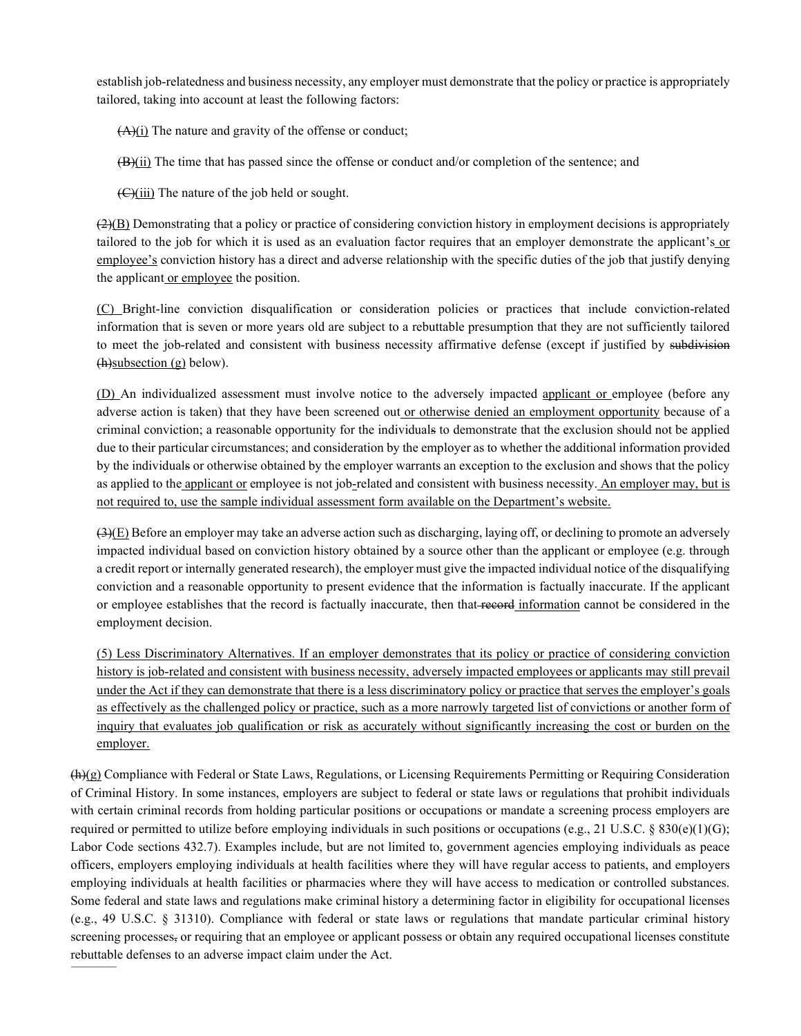establish job-relatedness and business necessity, any employer must demonstrate that the policy or practice is appropriately tailored, taking into account at least the following factors:

~~(A)~~(i) The nature and gravity of the offense or conduct;

~~(B)~~(ii) The time that has passed since the offense or conduct and/or completion of the sentence; and

~~(C)~~(iii) The nature of the job held or sought.

~~(2)~~(B) Demonstrating that a policy or practice of considering conviction history in employment decisions is appropriately tailored to the job for which it is used as an evaluation factor requires that an employer demonstrate the applicant's or employee's conviction history has a direct and adverse relationship with the specific duties of the job that justify denying the applicant or employee the position.

(C) Bright-line conviction disqualification or consideration policies or practices that include conviction-related information that is seven or more years old are subject to a rebuttable presumption that they are not sufficiently tailored to meet the job-related and consistent with business necessity affirmative defense (except if justified by ~~subdivision (h)~~subsection (g) below).

(D) An individualized assessment must involve notice to the adversely impacted applicant or employee (before any adverse action is taken) that they have been screened out or otherwise denied an employment opportunity because of a criminal conviction; a reasonable opportunity for the individual~~s~~ to demonstrate that the exclusion should not be applied due to their particular circumstances; and consideration by the employer as to whether the additional information provided by the individual~~s~~ or otherwise obtained by the employer warrants an exception to the exclusion and shows that the policy as applied to the applicant or employee is not job-related and consistent with business necessity. An employer may, but is not required to, use the sample individual assessment form available on the Department's website.

~~(3)~~(E) Before an employer may take an adverse action such as discharging, laying off, or declining to promote an adversely impacted individual based on conviction history obtained by a source other than the applicant or employee (e.g. through a credit report or internally generated research), the employer must give the impacted individual notice of the disqualifying conviction and a reasonable opportunity to present evidence that the information is factually inaccurate. If the applicant or employee establishes that the record is factually inaccurate, then that ~~record~~ information cannot be considered in the employment decision.

(5) Less Discriminatory Alternatives. If an employer demonstrates that its policy or practice of considering conviction history is job-related and consistent with business necessity, adversely impacted employees or applicants may still prevail under the Act if they can demonstrate that there is a less discriminatory policy or practice that serves the employer's goals as effectively as the challenged policy or practice, such as a more narrowly targeted list of convictions or another form of inquiry that evaluates job qualification or risk as accurately without significantly increasing the cost or burden on the employer.

~~(h)~~(g) Compliance with Federal or State Laws, Regulations, or Licensing Requirements Permitting or Requiring Consideration of Criminal History. In some instances, employers are subject to federal or state laws or regulations that prohibit individuals with certain criminal records from holding particular positions or occupations or mandate a screening process employers are required or permitted to utilize before employing individuals in such positions or occupations (e.g., 21 U.S.C. § 830(e)(1)(G); Labor Code sections 432.7). Examples include, but are not limited to, government agencies employing individuals as peace officers, employers employing individuals at health facilities where they will have regular access to patients, and employers employing individuals at health facilities or pharmacies where they will have access to medication or controlled substances. Some federal and state laws and regulations make criminal history a determining factor in eligibility for occupational licenses (e.g., 49 U.S.C. § 31310). Compliance with federal or state laws or regulations that mandate particular criminal history screening processes~~,~~ or requiring that an employee or applicant possess or obtain any required occupational licenses constitute rebuttable defenses to an adverse impact claim under the Act.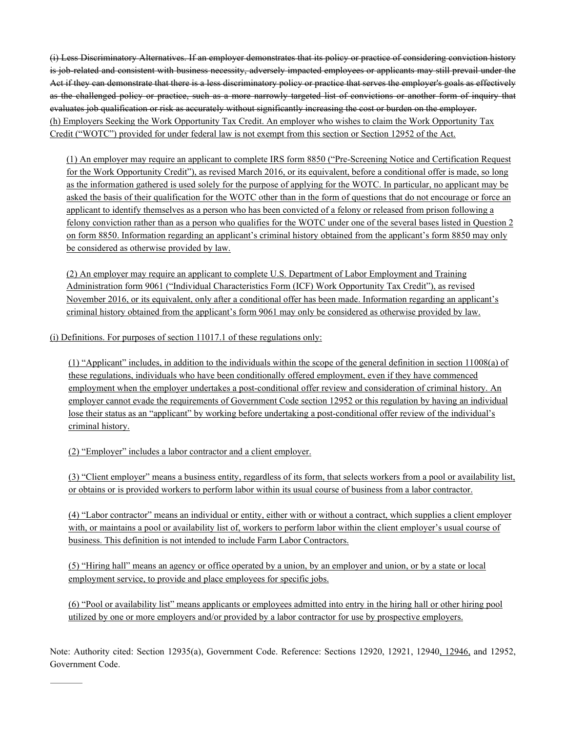~~(i) Less Discriminatory Alternatives. If an employer demonstrates that its policy or practice of considering conviction history is job-related and consistent with business necessity, adversely impacted employees or applicants may still prevail under the Act if they can demonstrate that there is a less discriminatory policy or practice that serves the employer's goals as effectively as the challenged policy or practice, such as a more narrowly targeted list of convictions or another form of inquiry that evaluates job qualification or risk as accurately without significantly increasing the cost or burden on the employer.~~

<u>(h) Employers Seeking the Work Opportunity Tax Credit. An employer who wishes to claim the Work Opportunity Tax Credit ("WOTC") provided for under federal law is not exempt from this section or Section 12952 of the Act.</u>

<u>(1) An employer may require an applicant to complete IRS form 8850 ("Pre-Screening Notice and Certification Request for the Work Opportunity Credit"), as revised March 2016, or its equivalent, before a conditional offer is made, so long as the information gathered is used solely for the purpose of applying for the WOTC. In particular, no applicant may be asked the basis of their qualification for the WOTC other than in the form of questions that do not encourage or force an applicant to identify themselves as a person who has been convicted of a felony or released from prison following a felony conviction rather than as a person who qualifies for the WOTC under one of the several bases listed in Question 2 on form 8850. Information regarding an applicant's criminal history obtained from the applicant's form 8850 may only be considered as otherwise provided by law.</u>

<u>(2) An employer may require an applicant to complete U.S. Department of Labor Employment and Training Administration form 9061 ("Individual Characteristics Form (ICF) Work Opportunity Tax Credit"), as revised November 2016, or its equivalent, only after a conditional offer has been made. Information regarding an applicant's criminal history obtained from the applicant's form 9061 may only be considered as otherwise provided by law.</u>

<u>(i) Definitions. For purposes of section 11017.1 of these regulations only:</u>

<u>(1) "Applicant" includes, in addition to the individuals within the scope of the general definition in section 11008(a) of these regulations, individuals who have been conditionally offered employment, even if they have commenced employment when the employer undertakes a post-conditional offer review and consideration of criminal history. An employer cannot evade the requirements of Government Code section 12952 or this regulation by having an individual lose their status as an "applicant" by working before undertaking a post-conditional offer review of the individual's criminal history.</u>

<u>(2) "Employer" includes a labor contractor and a client employer.</u>

<u>(3) "Client employer" means a business entity, regardless of its form, that selects workers from a pool or availability list, or obtains or is provided workers to perform labor within its usual course of business from a labor contractor.</u>

<u>(4) "Labor contractor" means an individual or entity, either with or without a contract, which supplies a client employer with, or maintains a pool or availability list of, workers to perform labor within the client employer's usual course of business. This definition is not intended to include Farm Labor Contractors.</u>

<u>(5) "Hiring hall" means an agency or office operated by a union, by an employer and union, or by a state or local employment service, to provide and place employees for specific jobs.</u>

<u>(6) "Pool or availability list" means applicants or employees admitted into entry in the hiring hall or other hiring pool utilized by one or more employers and/or provided by a labor contractor for use by prospective employers.</u>

Note: Authority cited: Section 12935(a), Government Code. Reference: Sections 12920, 12921, 12940<u>, 12946,</u> and 12952, Government Code.